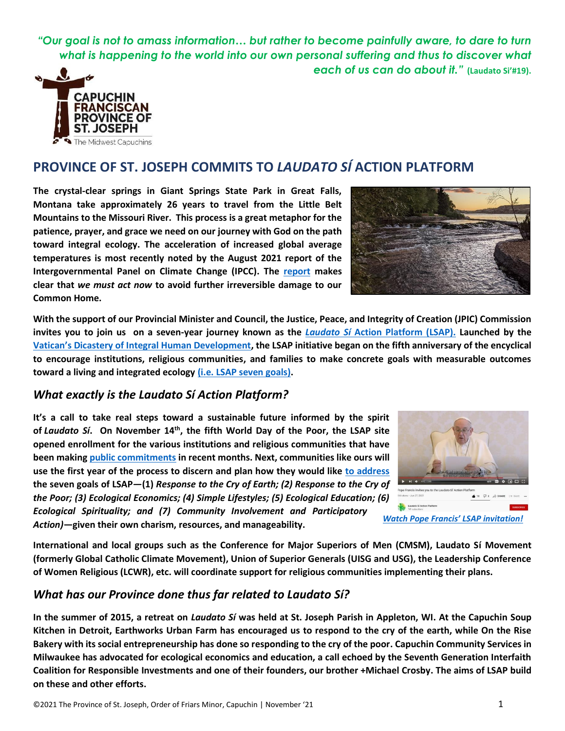*"Our goal is not to amass information… but rather to become painfully aware, to dare to turn what is happening to the world into our own personal suffering and thus to discover what each of us can do about it."* **(Laudato Si'#19).**

CAPUCHIN FRANCISCAN PROVINCE OF ST. JOSEPH
The Midwest Capuchins

# PROVINCE OF ST. JOSEPH COMMITS TO *LAUDATO SÍ* ACTION PLATFORM

**The crystal-clear springs in Giant Springs State Park in Great Falls, Montana take approximately 26 years to travel from the Little Belt Mountains to the Missouri River. This process is a great metaphor for the patience, prayer, and grace we need on our journey with God on the path toward integral ecology. The acceleration of increased global average temperatures is most recently noted by the August 2021 report of the Intergovernmental Panel on Climate Change (IPCC). The report makes clear that *we must act now* to avoid further irreversible damage to our Common Home.**

**With the support of our Provincial Minister and Council, the Justice, Peace, and Integrity of Creation (JPIC) Commission invites you to join us on a seven-year journey known as the *Laudato Sí* Action Platform (LSAP). Launched by the Vatican's Dicastery of Integral Human Development, the LSAP initiative began on the fifth anniversary of the encyclical to encourage institutions, religious communities, and families to make concrete goals with measurable outcomes toward a living and integrated ecology (i.e. LSAP seven goals).**

## *What exactly is the Laudato Sí Action Platform?*

**It's a call to take real steps toward a sustainable future informed by the spirit of *Laudato Sí*. On November 14th, the fifth World Day of the Poor, the LSAP site opened enrollment for the various institutions and religious communities that have been making public commitments in recent months. Next, communities like ours will use the first year of the process to discern and plan how they would like to address the seven goals of LSAP—(1) *Response to the Cry of Earth; (2) Response to the Cry of the Poor; (3) Ecological Economics; (4) Simple Lifestyles; (5) Ecological Education; (6) Ecological Spirituality; and (7) Community Involvement and Participatory Action)*—given their own charism, resources, and manageability.**

***Watch Pope Francis' LSAP invitation!***

**International and local groups such as the Conference for Major Superiors of Men (CMSM), Laudato Sí Movement (formerly Global Catholic Climate Movement), Union of Superior Generals (UISG and USG), the Leadership Conference of Women Religious (LCWR), etc. will coordinate support for religious communities implementing their plans.**

## *What has our Province done thus far related to Laudato Sí?*

**In the summer of 2015, a retreat on *Laudato Sí* was held at St. Joseph Parish in Appleton, WI. At the Capuchin Soup Kitchen in Detroit, Earthworks Urban Farm has encouraged us to respond to the cry of the earth, while On the Rise Bakery with its social entrepreneurship has done so responding to the cry of the poor. Capuchin Community Services in Milwaukee has advocated for ecological economics and education, a call echoed by the Seventh Generation Interfaith Coalition for Responsible Investments and one of their founders, our brother +Michael Crosby. The aims of LSAP build on these and other efforts.**

©2021 The Province of St. Joseph, Order of Friars Minor, Capuchin | November '21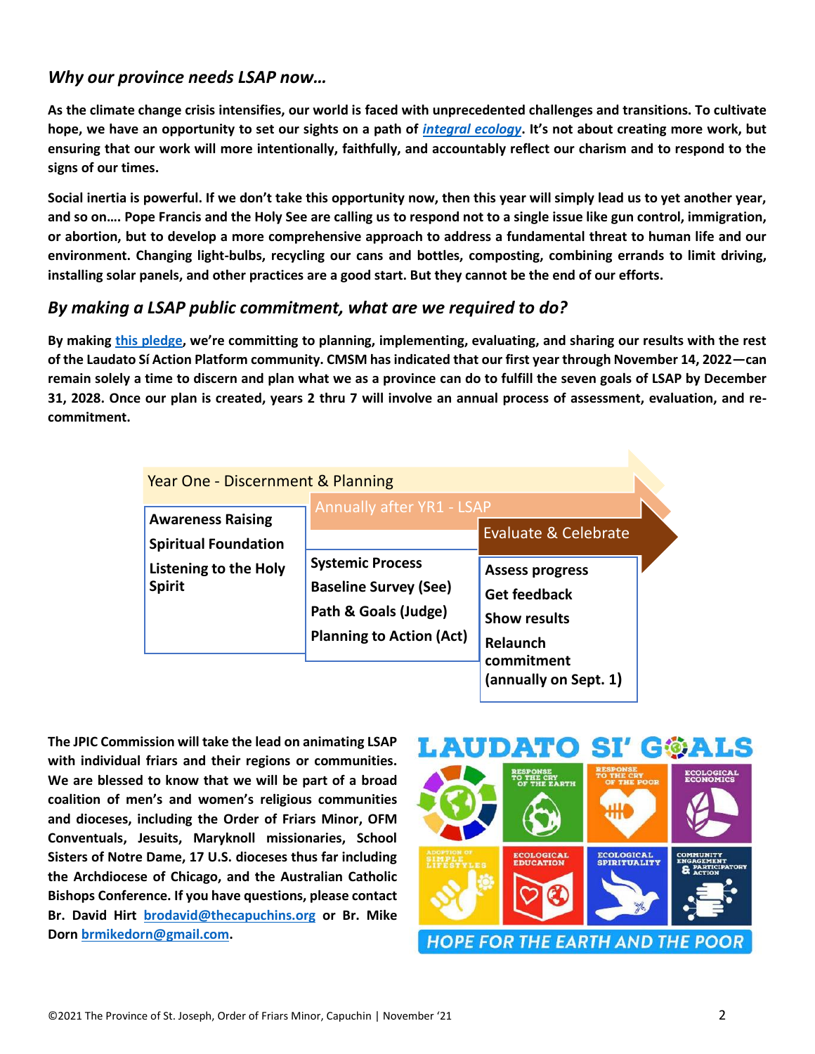## *Why our province needs LSAP now…*

**As the climate change crisis intensifies, our world is faced with unprecedented challenges and transitions. To cultivate hope, we have an opportunity to set our sights on a path of *integral ecology*. It's not about creating more work, but ensuring that our work will more intentionally, faithfully, and accountably reflect our charism and to respond to the signs of our times.**

**Social inertia is powerful. If we don't take this opportunity now, then this year will simply lead us to yet another year, and so on…. Pope Francis and the Holy See are calling us to respond not to a single issue like gun control, immigration, or abortion, but to develop a more comprehensive approach to address a fundamental threat to human life and our environment. Changing light-bulbs, recycling our cans and bottles, composting, combining errands to limit driving, installing solar panels, and other practices are a good start. But they cannot be the end of our efforts.**

## *By making a LSAP public commitment, what are we required to do?*

**By making this pledge, we're committing to planning, implementing, evaluating, and sharing our results with the rest of the Laudato Sí Action Platform community. CMSM has indicated that our first year through November 14, 2022—can remain solely a time to discern and plan what we as a province can do to fulfill the seven goals of LSAP by December 31, 2028. Once our plan is created, years 2 thru 7 will involve an annual process of assessment, evaluation, and re-commitment.**

Year One - Discernment & Planning

**Awareness Raising**
**Spiritual Foundation**
**Listening to the Holy Spirit**

Annually after YR1 - LSAP

**Systemic Process**
**Baseline Survey (See)**
**Path & Goals (Judge)**
**Planning to Action (Act)**

Evaluate & Celebrate

**Assess progress**
**Get feedback**
**Show results**
**Relaunch commitment (annually on Sept. 1)**

**The JPIC Commission will take the lead on animating LSAP with individual friars and their regions or communities. We are blessed to know that we will be part of a broad coalition of men's and women's religious communities and dioceses, including the Order of Friars Minor, OFM Conventuals, Jesuits, Maryknoll missionaries, School Sisters of Notre Dame, 17 U.S. dioceses thus far including the Archdiocese of Chicago, and the Australian Catholic Bishops Conference. If you have questions, please contact Br. David Hirt brodavid@thecapuchins.org or Br. Mike Dorn brmikedorn@gmail.com.**

LAUDATO SI' GOALS

RESPONSE TO THE CRY OF THE EARTH

RESPONSE TO THE CRY OF THE POOR

ECOLOGICAL ECONOMICS

ADOPTION OF SIMPLE LIFESTYLES

ECOLOGICAL EDUCATION

ECOLOGICAL SPIRITUALITY

COMMUNITY ENGAGEMENT & PARTICIPATORY ACTION

HOPE FOR THE EARTH AND THE POOR

©2021 The Province of St. Joseph, Order of Friars Minor, Capuchin | November '21